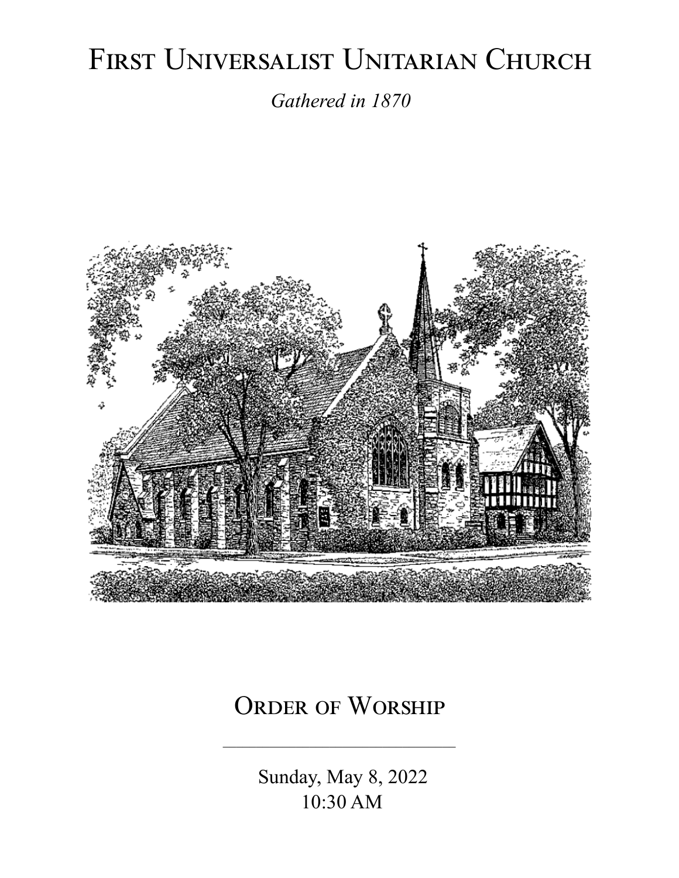# First Universalist Unitarian Church

*Gathered in 1870*

## Order of Worship

---

Sunday, May 8, 2022

10:30 AM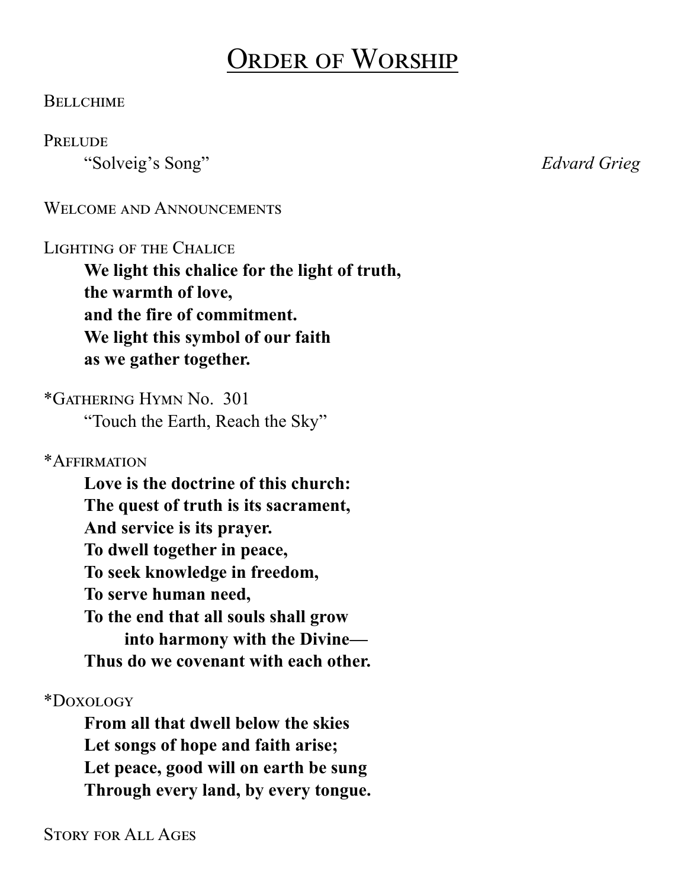# Order of Worship

Bellchime

Prelude

"Solveig's Song" *Edvard Grieg*

Welcome and Announcements

Lighting of the Chalice

**We light this chalice for the light of truth,**
**the warmth of love,**
**and the fire of commitment.**
**We light this symbol of our faith**
**as we gather together.**

*Gathering Hymn No. 301

"Touch the Earth, Reach the Sky"

*Affirmation

**Love is the doctrine of this church:**
**The quest of truth is its sacrament,**
**And service is its prayer.**
**To dwell together in peace,**
**To seek knowledge in freedom,**
**To serve human need,**
**To the end that all souls shall grow**
**into harmony with the Divine—**
**Thus do we covenant with each other.**

*Doxology

**From all that dwell below the skies**
**Let songs of hope and faith arise;**
**Let peace, good will on earth be sung**
**Through every land, by every tongue.**

Story for All Ages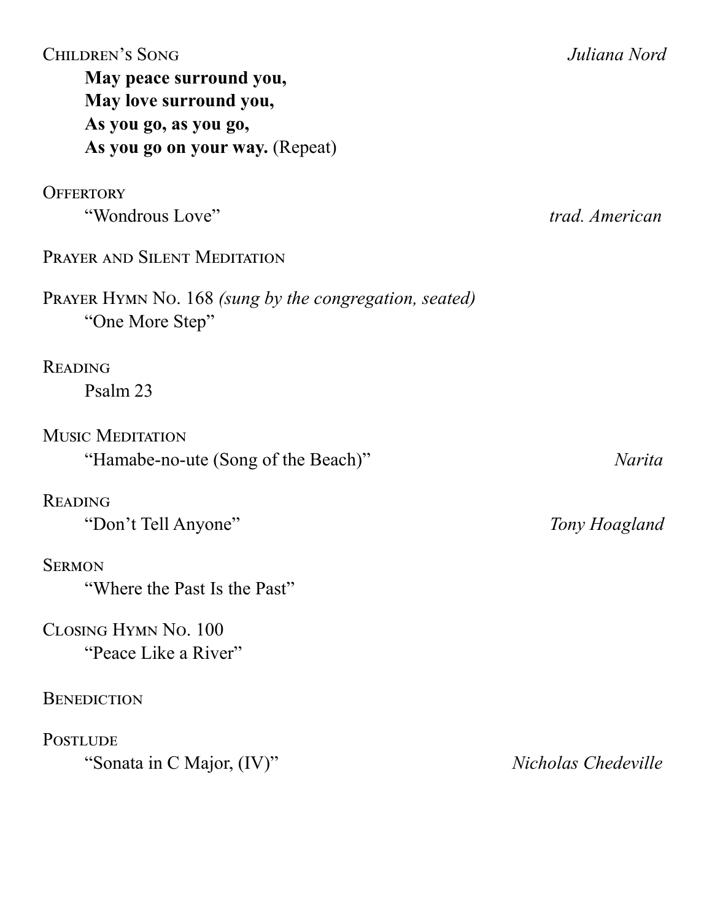Children's Song *Juliana Nord*

**May peace surround you,**
**May love surround you,**
**As you go, as you go,**
**As you go on your way.** (Repeat)

Offertory

"Wondrous Love" *trad. American*

Prayer and Silent Meditation

Prayer Hymn No. 168 *(sung by the congregation, seated)*

"One More Step"

Reading

Psalm 23

Music Meditation

"Hamabe-no-ute (Song of the Beach)" *Narita*

Reading

"Don't Tell Anyone" *Tony Hoagland*

Sermon

"Where the Past Is the Past"

Closing Hymn No. 100

"Peace Like a River"

Benediction

Postlude

"Sonata in C Major, (IV)" *Nicholas Chedeville*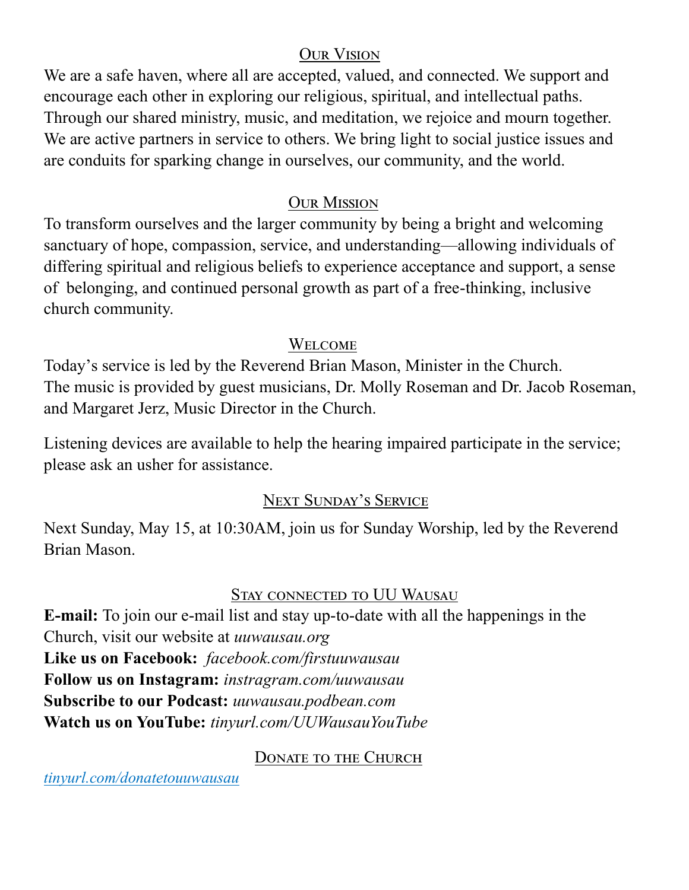## Our Vision

We are a safe haven, where all are accepted, valued, and connected. We support and encourage each other in exploring our religious, spiritual, and intellectual paths. Through our shared ministry, music, and meditation, we rejoice and mourn together. We are active partners in service to others. We bring light to social justice issues and are conduits for sparking change in ourselves, our community, and the world.

## Our Mission

To transform ourselves and the larger community by being a bright and welcoming sanctuary of hope, compassion, service, and understanding—allowing individuals of differing spiritual and religious beliefs to experience acceptance and support, a sense of belonging, and continued personal growth as part of a free-thinking, inclusive church community.

## Welcome

Today's service is led by the Reverend Brian Mason, Minister in the Church. The music is provided by guest musicians, Dr. Molly Roseman and Dr. Jacob Roseman, and Margaret Jerz, Music Director in the Church.

Listening devices are available to help the hearing impaired participate in the service; please ask an usher for assistance.

## Next Sunday's Service

Next Sunday, May 15, at 10:30AM, join us for Sunday Worship, led by the Reverend Brian Mason.

## Stay connected to UU Wausau

**E-mail:** To join our e-mail list and stay up-to-date with all the happenings in the Church, visit our website at *uuwausau.org*
**Like us on Facebook:** *facebook.com/firstuuwausau*
**Follow us on Instagram:** *instragram.com/uuwausau*
**Subscribe to our Podcast:** *uuwausau.podbean.com*
**Watch us on YouTube:** *tinyurl.com/UUWausauYouTube*

## Donate to the Church

*tinyurl.com/donatetouuwausau*